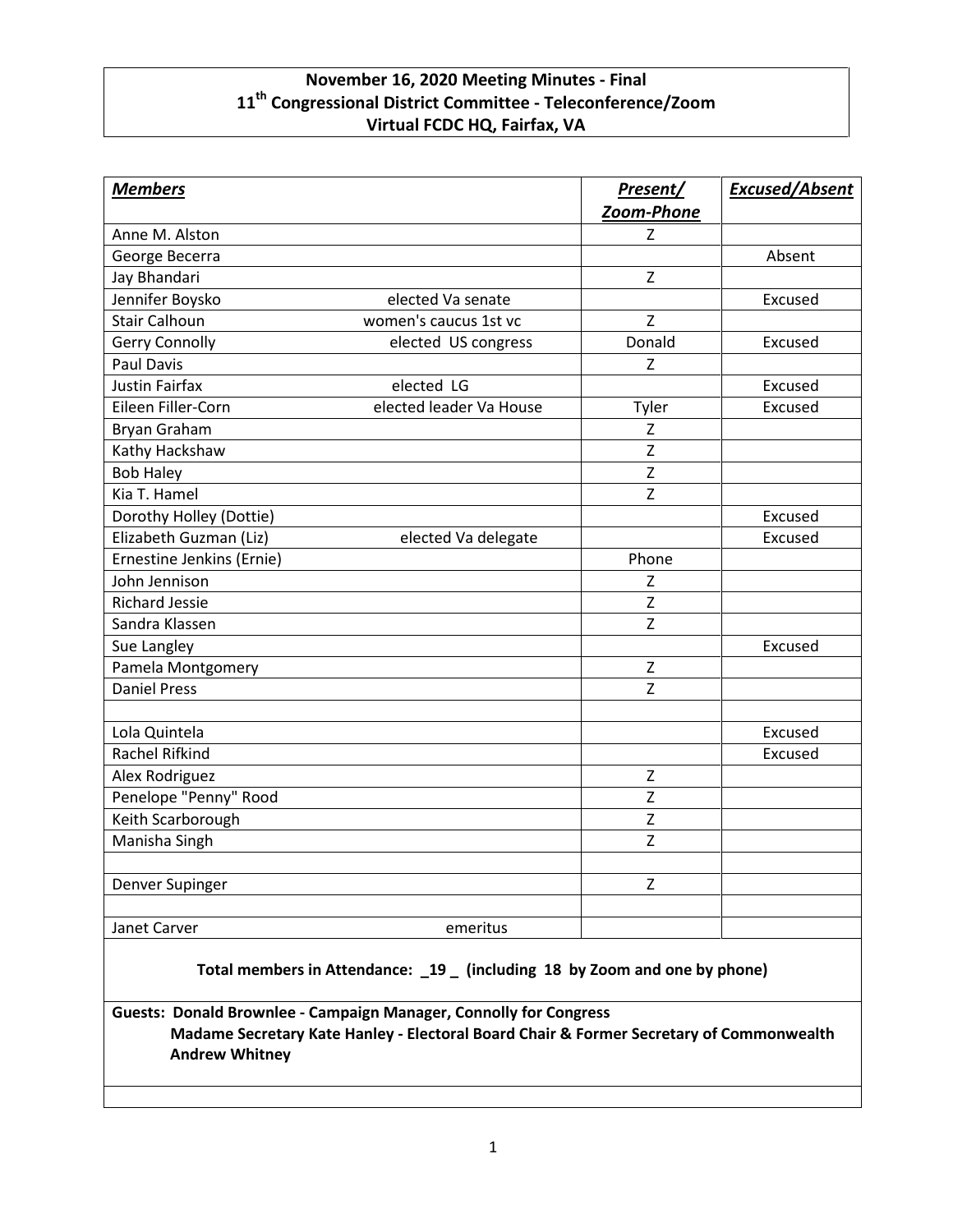# November 16, 2020 Meeting Minutes - Final
## 11th Congressional District Committee - Teleconference/Zoom
## Virtual FCDC HQ, Fairfax, VA

| ***Members*** | | ***Present/ Zoom-Phone*** | ***Excused/Absent*** |
|---|---|---|---|
| Anne M. Alston | | Z | |
| George Becerra | | | Absent |
| Jay Bhandari | | Z | |
| Jennifer Boysko | elected Va senate | | Excused |
| Stair Calhoun | women's caucus 1st vc | Z | |
| Gerry Connolly | elected US congress | Donald | Excused |
| Paul Davis | | Z | |
| Justin Fairfax | elected LG | | Excused |
| Eileen Filler-Corn | elected leader Va House | Tyler | Excused |
| Bryan Graham | | Z | |
| Kathy Hackshaw | | Z | |
| Bob Haley | | Z | |
| Kia T. Hamel | | Z | |
| Dorothy Holley (Dottie) | | | Excused |
| Elizabeth Guzman (Liz) | elected Va delegate | | Excused |
| Ernestine Jenkins (Ernie) | | Phone | |
| John Jennison | | Z | |
| Richard Jessie | | Z | |
| Sandra Klassen | | Z | |
| Sue Langley | | | Excused |
| Pamela Montgomery | | Z | |
| Daniel Press | | Z | |
| | | | |
| Lola Quintela | | | Excused |
| Rachel Rifkind | | | Excused |
| Alex Rodriguez | | Z | |
| Penelope "Penny" Rood | | Z | |
| Keith Scarborough | | Z | |
| Manisha Singh | | Z | |
| | | | |
| Denver Supinger | | Z | |
| | | | |
| Janet Carver | emeritus | | |

**Total members in Attendance: _19 _ (including 18 by Zoom and one by phone)**

**Guests: Donald Brownlee - Campaign Manager, Connolly for Congress**
**Madame Secretary Kate Hanley - Electoral Board Chair & Former Secretary of Commonwealth**
**Andrew Whitney**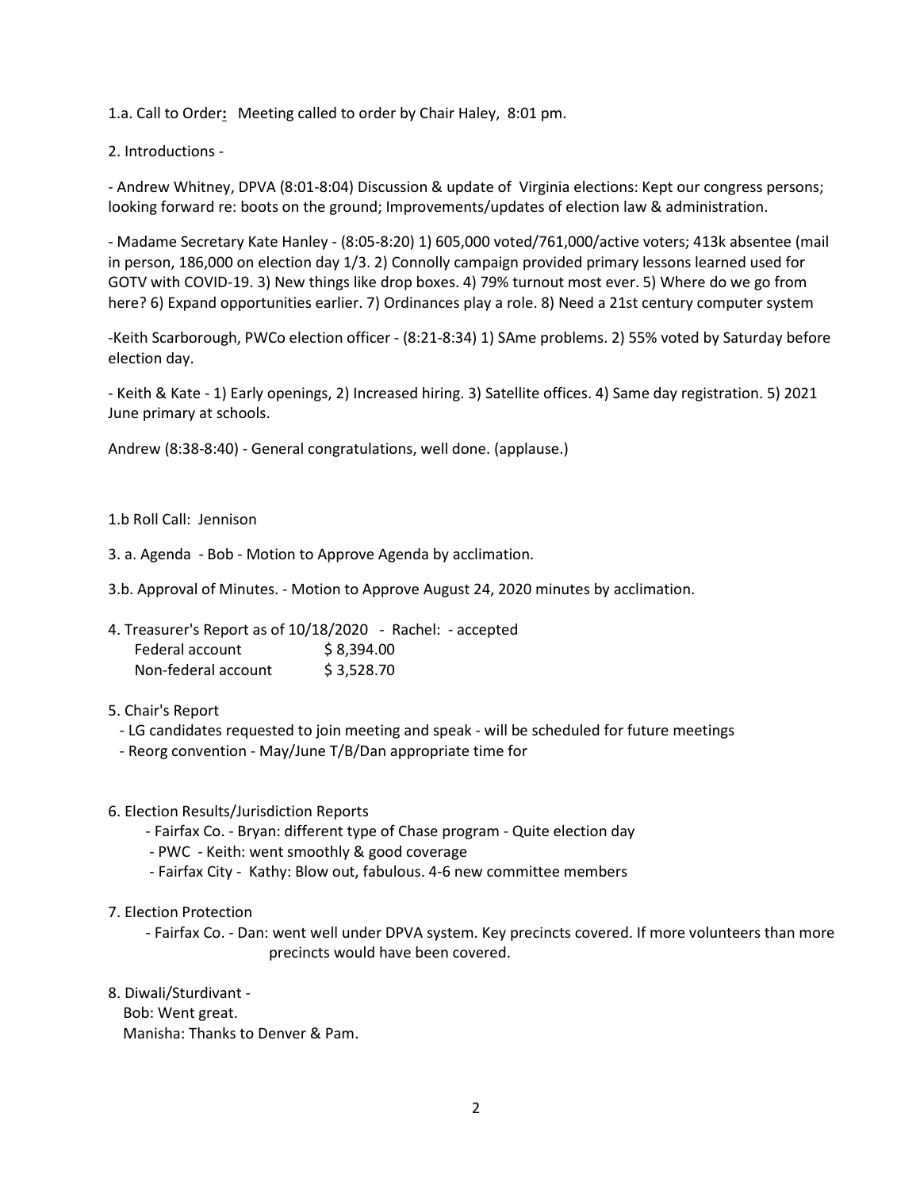1.a. Call to Order**:** Meeting called to order by Chair Haley, 8:01 pm.

2. Introductions -

- Andrew Whitney, DPVA (8:01-8:04) Discussion & update of Virginia elections: Kept our congress persons; looking forward re: boots on the ground; Improvements/updates of election law & administration.

- Madame Secretary Kate Hanley - (8:05-8:20) 1) 605,000 voted/761,000/active voters; 413k absentee (mail in person, 186,000 on election day 1/3. 2) Connolly campaign provided primary lessons learned used for GOTV with COVID-19. 3) New things like drop boxes. 4) 79% turnout most ever. 5) Where do we go from here? 6) Expand opportunities earlier. 7) Ordinances play a role. 8) Need a 21st century computer system

-Keith Scarborough, PWCo election officer - (8:21-8:34) 1) SAme problems. 2) 55% voted by Saturday before election day.

- Keith & Kate - 1) Early openings, 2) Increased hiring. 3) Satellite offices. 4) Same day registration. 5) 2021 June primary at schools.

Andrew (8:38-8:40) - General congratulations, well done. (applause.)

1.b Roll Call: Jennison

3. a. Agenda - Bob - Motion to Approve Agenda by acclimation.

3.b. Approval of Minutes. - Motion to Approve August 24, 2020 minutes by acclimation.

4. Treasurer's Report as of 10/18/2020 - Rachel: - accepted

| | |
|---|---|
| Federal account | $ 8,394.00 |
| Non-federal account | $ 3,528.70 |

5. Chair's Report
   - LG candidates requested to join meeting and speak - will be scheduled for future meetings
   - Reorg convention - May/June T/B/Dan appropriate time for

6. Election Results/Jurisdiction Reports
   - Fairfax Co. - Bryan: different type of Chase program - Quite election day
   - PWC - Keith: went smoothly & good coverage
   - Fairfax City - Kathy: Blow out, fabulous. 4-6 new committee members

7. Election Protection
   - Fairfax Co. - Dan: went well under DPVA system. Key precincts covered. If more volunteers than more precincts would have been covered.

8. Diwali/Sturdivant -
   Bob: Went great.
   Manisha: Thanks to Denver & Pam.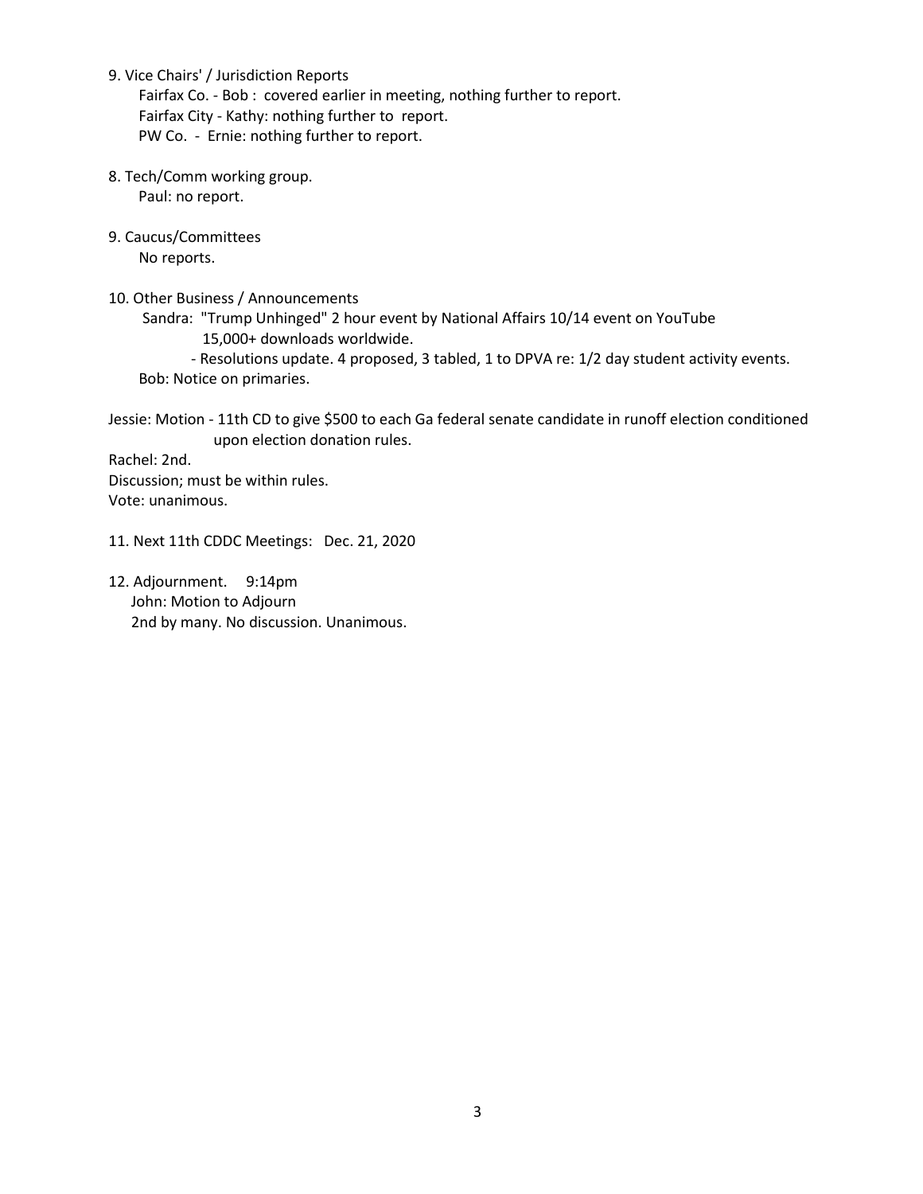9. Vice Chairs' / Jurisdiction Reports
   Fairfax Co. - Bob : covered earlier in meeting, nothing further to report.
   Fairfax City - Kathy: nothing further to report.
   PW Co. - Ernie: nothing further to report.

8. Tech/Comm working group.
   Paul: no report.

9. Caucus/Committees
   No reports.

10. Other Business / Announcements
    Sandra: "Trump Unhinged" 2 hour event by National Affairs 10/14 event on YouTube
    15,000+ downloads worldwide.
    - Resolutions update. 4 proposed, 3 tabled, 1 to DPVA re: 1/2 day student activity events.
    Bob: Notice on primaries.

Jessie: Motion - 11th CD to give $500 to each Ga federal senate candidate in runoff election conditioned upon election donation rules.
Rachel: 2nd.
Discussion; must be within rules.
Vote: unanimous.

11. Next 11th CDDC Meetings: Dec. 21, 2020

12. Adjournment. 9:14pm
    John: Motion to Adjourn
    2nd by many. No discussion. Unanimous.